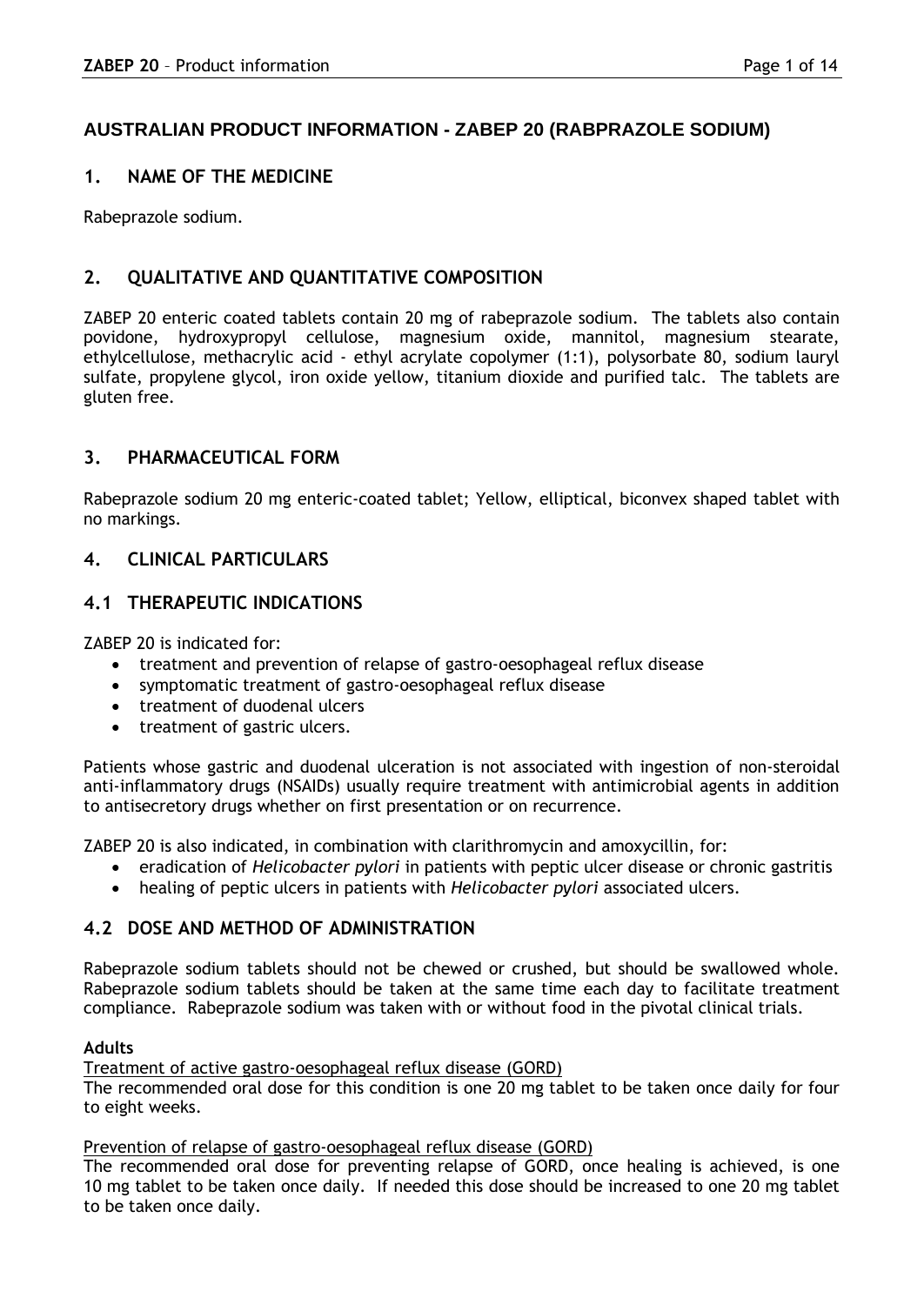# AUSTRALIAN PRODUCT INFORMATION - ZABEP 20 (RABPRAZOLE SODIUM)

## 1. NAME OF THE MEDICINE

Rabeprazole sodium.

## 2. QUALITATIVE AND QUANTITATIVE COMPOSITION

ZABEP 20 enteric coated tablets contain 20 mg of rabeprazole sodium. The tablets also contain povidone, hydroxypropyl cellulose, magnesium oxide, mannitol, magnesium stearate, ethylcellulose, methacrylic acid - ethyl acrylate copolymer (1:1), polysorbate 80, sodium lauryl sulfate, propylene glycol, iron oxide yellow, titanium dioxide and purified talc. The tablets are gluten free.

## 3. PHARMACEUTICAL FORM

Rabeprazole sodium 20 mg enteric-coated tablet; Yellow, elliptical, biconvex shaped tablet with no markings.

## 4. CLINICAL PARTICULARS

## 4.1 THERAPEUTIC INDICATIONS

ZABEP 20 is indicated for:

- treatment and prevention of relapse of gastro-oesophageal reflux disease
- symptomatic treatment of gastro-oesophageal reflux disease
- treatment of duodenal ulcers
- treatment of gastric ulcers.

Patients whose gastric and duodenal ulceration is not associated with ingestion of non-steroidal anti-inflammatory drugs (NSAIDs) usually require treatment with antimicrobial agents in addition to antisecretory drugs whether on first presentation or on recurrence.

ZABEP 20 is also indicated, in combination with clarithromycin and amoxycillin, for:

- eradication of *Helicobacter pylori* in patients with peptic ulcer disease or chronic gastritis
- healing of peptic ulcers in patients with *Helicobacter pylori* associated ulcers.

## 4.2 DOSE AND METHOD OF ADMINISTRATION

Rabeprazole sodium tablets should not be chewed or crushed, but should be swallowed whole. Rabeprazole sodium tablets should be taken at the same time each day to facilitate treatment compliance. Rabeprazole sodium was taken with or without food in the pivotal clinical trials.

**Adults**

Treatment of active gastro-oesophageal reflux disease (GORD)

The recommended oral dose for this condition is one 20 mg tablet to be taken once daily for four to eight weeks.

Prevention of relapse of gastro-oesophageal reflux disease (GORD)

The recommended oral dose for preventing relapse of GORD, once healing is achieved, is one 10 mg tablet to be taken once daily. If needed this dose should be increased to one 20 mg tablet to be taken once daily.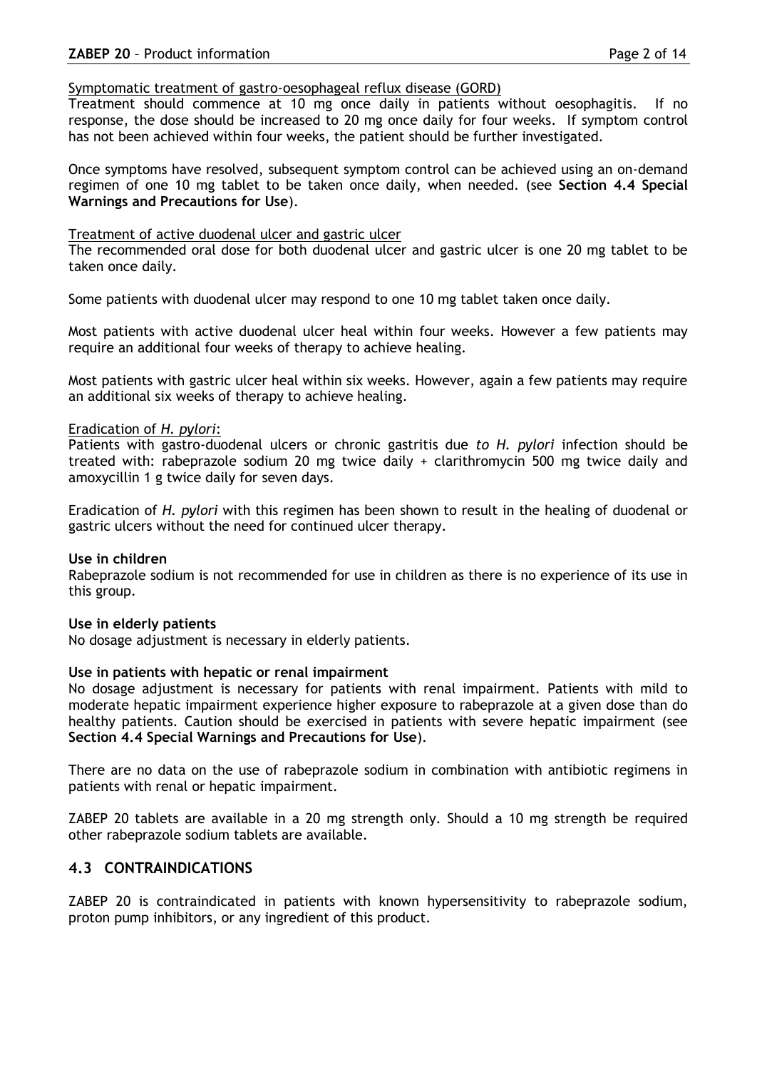Symptomatic treatment of gastro-oesophageal reflux disease (GORD)

Treatment should commence at 10 mg once daily in patients without oesophagitis. If no response, the dose should be increased to 20 mg once daily for four weeks. If symptom control has not been achieved within four weeks, the patient should be further investigated.

Once symptoms have resolved, subsequent symptom control can be achieved using an on-demand regimen of one 10 mg tablet to be taken once daily, when needed. (see **Section 4.4 Special Warnings and Precautions for Use**).

Treatment of active duodenal ulcer and gastric ulcer

The recommended oral dose for both duodenal ulcer and gastric ulcer is one 20 mg tablet to be taken once daily.

Some patients with duodenal ulcer may respond to one 10 mg tablet taken once daily.

Most patients with active duodenal ulcer heal within four weeks. However a few patients may require an additional four weeks of therapy to achieve healing.

Most patients with gastric ulcer heal within six weeks. However, again a few patients may require an additional six weeks of therapy to achieve healing.

Eradication of *H. pylori*:

Patients with gastro-duodenal ulcers or chronic gastritis due *to H. pylori* infection should be treated with: rabeprazole sodium 20 mg twice daily + clarithromycin 500 mg twice daily and amoxycillin 1 g twice daily for seven days.

Eradication of *H. pylori* with this regimen has been shown to result in the healing of duodenal or gastric ulcers without the need for continued ulcer therapy.

**Use in children**

Rabeprazole sodium is not recommended for use in children as there is no experience of its use in this group.

**Use in elderly patients**

No dosage adjustment is necessary in elderly patients.

**Use in patients with hepatic or renal impairment**

No dosage adjustment is necessary for patients with renal impairment. Patients with mild to moderate hepatic impairment experience higher exposure to rabeprazole at a given dose than do healthy patients. Caution should be exercised in patients with severe hepatic impairment (see **Section 4.4 Special Warnings and Precautions for Use**).

There are no data on the use of rabeprazole sodium in combination with antibiotic regimens in patients with renal or hepatic impairment.

ZABEP 20 tablets are available in a 20 mg strength only. Should a 10 mg strength be required other rabeprazole sodium tablets are available.

## 4.3 CONTRAINDICATIONS

ZABEP 20 is contraindicated in patients with known hypersensitivity to rabeprazole sodium, proton pump inhibitors, or any ingredient of this product.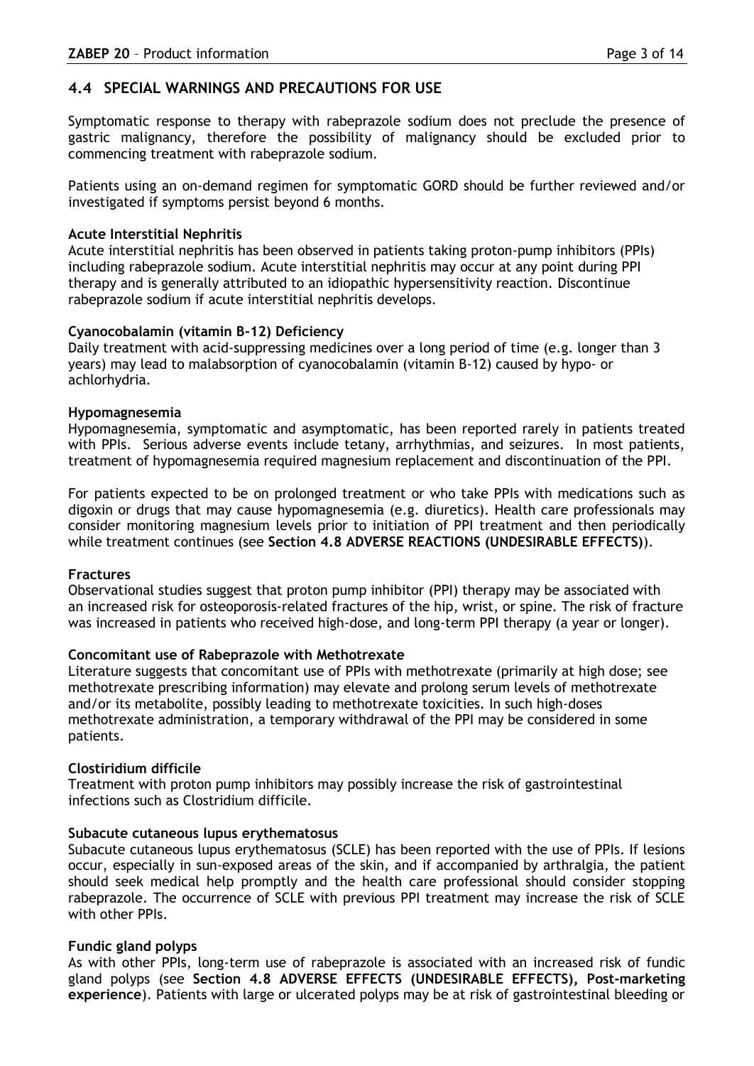## 4.4 SPECIAL WARNINGS AND PRECAUTIONS FOR USE

Symptomatic response to therapy with rabeprazole sodium does not preclude the presence of gastric malignancy, therefore the possibility of malignancy should be excluded prior to commencing treatment with rabeprazole sodium.

Patients using an on-demand regimen for symptomatic GORD should be further reviewed and/or investigated if symptoms persist beyond 6 months.

**Acute Interstitial Nephritis**

Acute interstitial nephritis has been observed in patients taking proton-pump inhibitors (PPIs) including rabeprazole sodium. Acute interstitial nephritis may occur at any point during PPI therapy and is generally attributed to an idiopathic hypersensitivity reaction. Discontinue rabeprazole sodium if acute interstitial nephritis develops.

**Cyanocobalamin (vitamin B-12) Deficiency**

Daily treatment with acid-suppressing medicines over a long period of time (e.g. longer than 3 years) may lead to malabsorption of cyanocobalamin (vitamin B-12) caused by hypo- or achlorhydria.

**Hypomagnesemia**

Hypomagnesemia, symptomatic and asymptomatic, has been reported rarely in patients treated with PPIs. Serious adverse events include tetany, arrhythmias, and seizures. In most patients, treatment of hypomagnesemia required magnesium replacement and discontinuation of the PPI.

For patients expected to be on prolonged treatment or who take PPIs with medications such as digoxin or drugs that may cause hypomagnesemia (e.g. diuretics). Health care professionals may consider monitoring magnesium levels prior to initiation of PPI treatment and then periodically while treatment continues (see **Section 4.8 ADVERSE REACTIONS (UNDESIRABLE EFFECTS)**).

**Fractures**

Observational studies suggest that proton pump inhibitor (PPI) therapy may be associated with an increased risk for osteoporosis-related fractures of the hip, wrist, or spine. The risk of fracture was increased in patients who received high-dose, and long-term PPI therapy (a year or longer).

**Concomitant use of Rabeprazole with Methotrexate**

Literature suggests that concomitant use of PPIs with methotrexate (primarily at high dose; see methotrexate prescribing information) may elevate and prolong serum levels of methotrexate and/or its metabolite, possibly leading to methotrexate toxicities. In such high-doses methotrexate administration, a temporary withdrawal of the PPI may be considered in some patients.

**Clostiridium difficile**

Treatment with proton pump inhibitors may possibly increase the risk of gastrointestinal infections such as Clostridium difficile.

**Subacute cutaneous lupus erythematosus**

Subacute cutaneous lupus erythematosus (SCLE) has been reported with the use of PPIs. If lesions occur, especially in sun-exposed areas of the skin, and if accompanied by arthralgia, the patient should seek medical help promptly and the health care professional should consider stopping rabeprazole. The occurrence of SCLE with previous PPI treatment may increase the risk of SCLE with other PPIs.

**Fundic gland polyps**

As with other PPIs, long-term use of rabeprazole is associated with an increased risk of fundic gland polyps (see **Section 4.8 ADVERSE EFFECTS (UNDESIRABLE EFFECTS), Post-marketing experience**). Patients with large or ulcerated polyps may be at risk of gastrointestinal bleeding or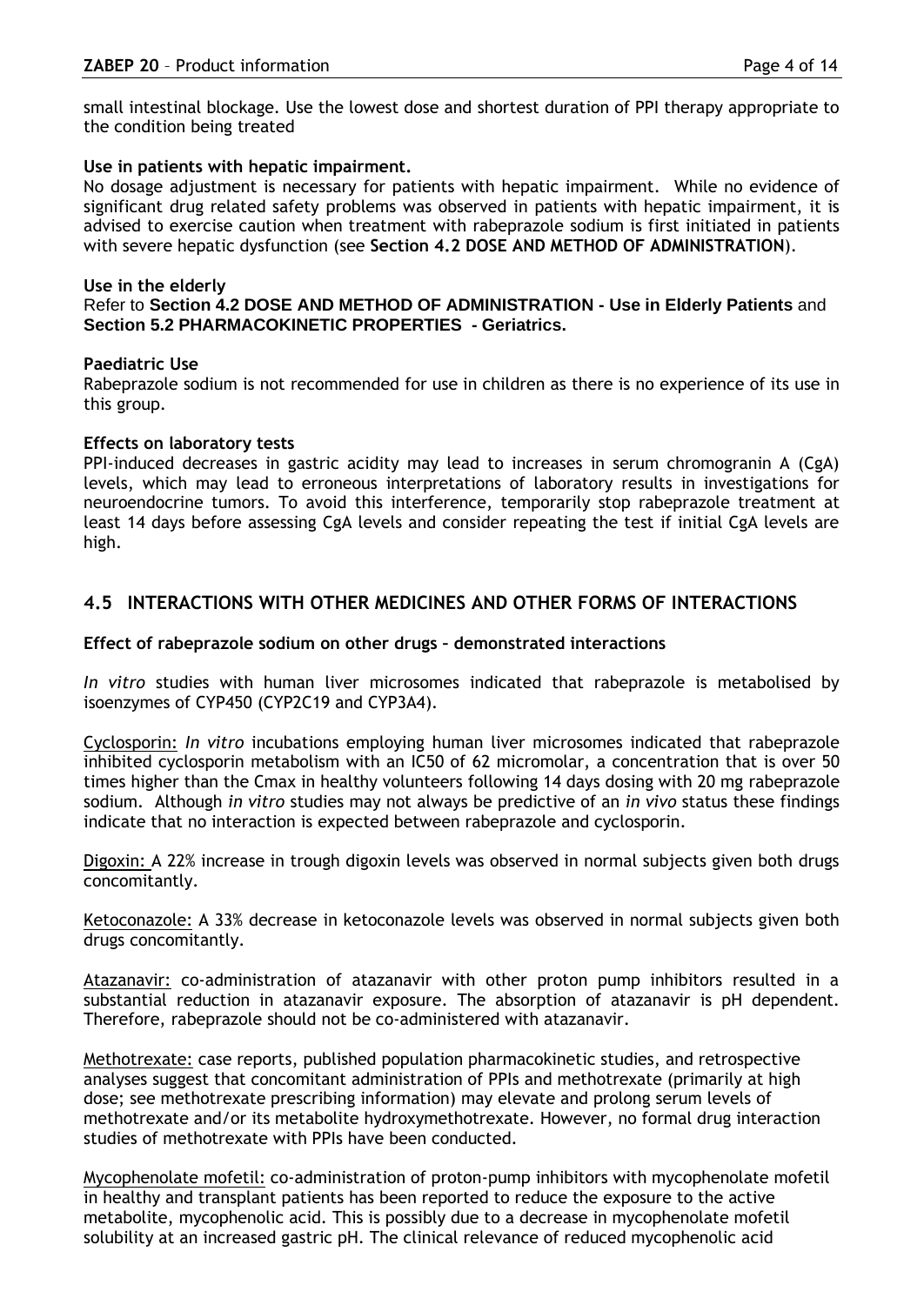small intestinal blockage. Use the lowest dose and shortest duration of PPI therapy appropriate to the condition being treated

**Use in patients with hepatic impairment.**

No dosage adjustment is necessary for patients with hepatic impairment. While no evidence of significant drug related safety problems was observed in patients with hepatic impairment, it is advised to exercise caution when treatment with rabeprazole sodium is first initiated in patients with severe hepatic dysfunction (see **Section 4.2 DOSE AND METHOD OF ADMINISTRATION**).

**Use in the elderly**

Refer to **Section 4.2 DOSE AND METHOD OF ADMINISTRATION - Use in Elderly Patients** and **Section 5.2 PHARMACOKINETIC PROPERTIES - Geriatrics.**

**Paediatric Use**

Rabeprazole sodium is not recommended for use in children as there is no experience of its use in this group.

**Effects on laboratory tests**

PPI-induced decreases in gastric acidity may lead to increases in serum chromogranin A (CgA) levels, which may lead to erroneous interpretations of laboratory results in investigations for neuroendocrine tumors. To avoid this interference, temporarily stop rabeprazole treatment at least 14 days before assessing CgA levels and consider repeating the test if initial CgA levels are high.

## 4.5 INTERACTIONS WITH OTHER MEDICINES AND OTHER FORMS OF INTERACTIONS

**Effect of rabeprazole sodium on other drugs – demonstrated interactions**

*In vitro* studies with human liver microsomes indicated that rabeprazole is metabolised by isoenzymes of CYP450 (CYP2C19 and CYP3A4).

Cyclosporin: *In vitro* incubations employing human liver microsomes indicated that rabeprazole inhibited cyclosporin metabolism with an IC50 of 62 micromolar, a concentration that is over 50 times higher than the Cmax in healthy volunteers following 14 days dosing with 20 mg rabeprazole sodium. Although *in vitro* studies may not always be predictive of an *in vivo* status these findings indicate that no interaction is expected between rabeprazole and cyclosporin.

Digoxin: A 22% increase in trough digoxin levels was observed in normal subjects given both drugs concomitantly.

Ketoconazole: A 33% decrease in ketoconazole levels was observed in normal subjects given both drugs concomitantly.

Atazanavir: co-administration of atazanavir with other proton pump inhibitors resulted in a substantial reduction in atazanavir exposure. The absorption of atazanavir is pH dependent. Therefore, rabeprazole should not be co-administered with atazanavir.

Methotrexate: case reports, published population pharmacokinetic studies, and retrospective analyses suggest that concomitant administration of PPIs and methotrexate (primarily at high dose; see methotrexate prescribing information) may elevate and prolong serum levels of methotrexate and/or its metabolite hydroxymethotrexate. However, no formal drug interaction studies of methotrexate with PPIs have been conducted.

Mycophenolate mofetil: co-administration of proton-pump inhibitors with mycophenolate mofetil in healthy and transplant patients has been reported to reduce the exposure to the active metabolite, mycophenolic acid. This is possibly due to a decrease in mycophenolate mofetil solubility at an increased gastric pH. The clinical relevance of reduced mycophenolic acid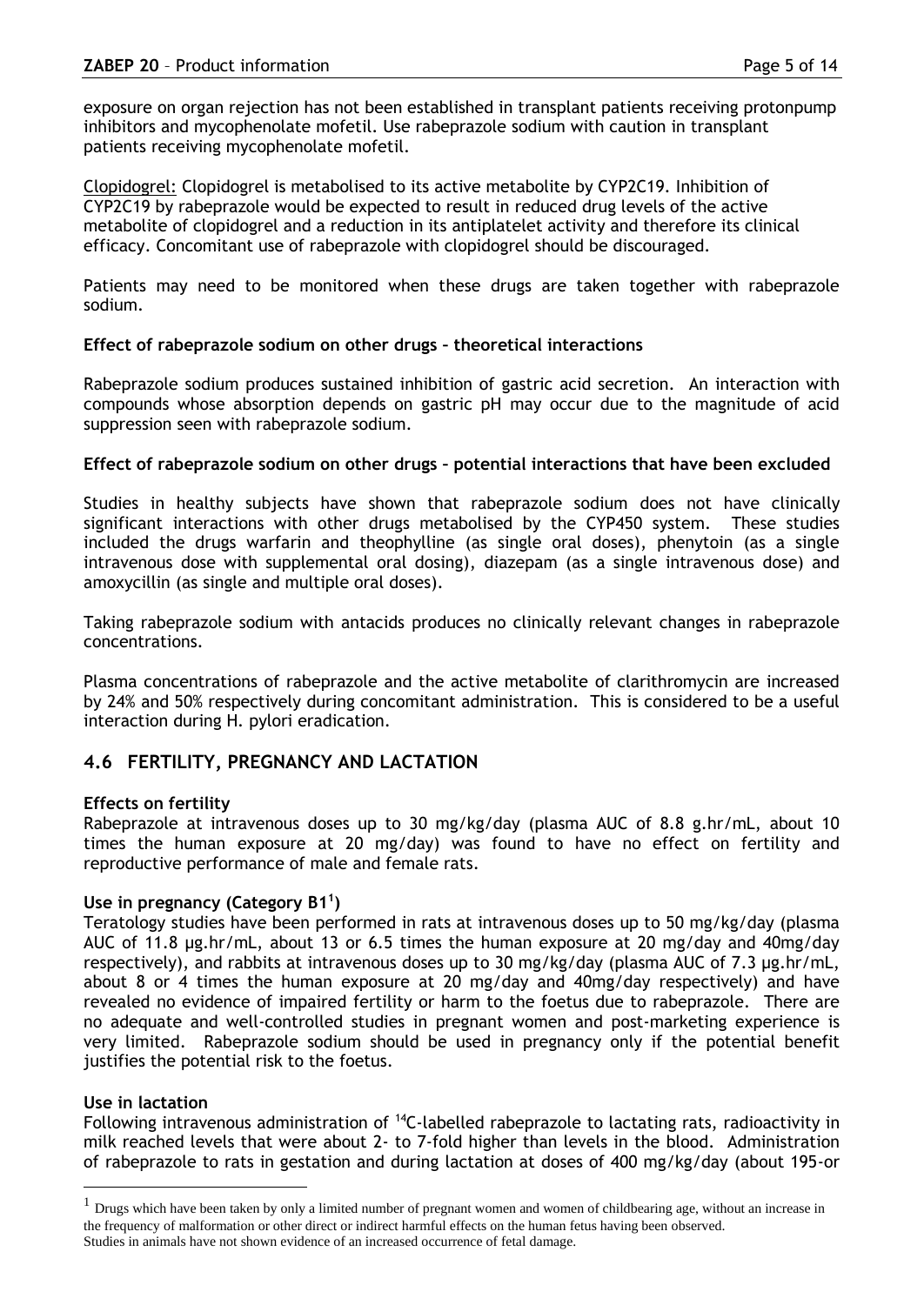exposure on organ rejection has not been established in transplant patients receiving protonpump inhibitors and mycophenolate mofetil. Use rabeprazole sodium with caution in transplant patients receiving mycophenolate mofetil.

Clopidogrel: Clopidogrel is metabolised to its active metabolite by CYP2C19. Inhibition of CYP2C19 by rabeprazole would be expected to result in reduced drug levels of the active metabolite of clopidogrel and a reduction in its antiplatelet activity and therefore its clinical efficacy. Concomitant use of rabeprazole with clopidogrel should be discouraged.

Patients may need to be monitored when these drugs are taken together with rabeprazole sodium.

**Effect of rabeprazole sodium on other drugs – theoretical interactions**

Rabeprazole sodium produces sustained inhibition of gastric acid secretion. An interaction with compounds whose absorption depends on gastric pH may occur due to the magnitude of acid suppression seen with rabeprazole sodium.

**Effect of rabeprazole sodium on other drugs – potential interactions that have been excluded**

Studies in healthy subjects have shown that rabeprazole sodium does not have clinically significant interactions with other drugs metabolised by the CYP450 system. These studies included the drugs warfarin and theophylline (as single oral doses), phenytoin (as a single intravenous dose with supplemental oral dosing), diazepam (as a single intravenous dose) and amoxycillin (as single and multiple oral doses).

Taking rabeprazole sodium with antacids produces no clinically relevant changes in rabeprazole concentrations.

Plasma concentrations of rabeprazole and the active metabolite of clarithromycin are increased by 24% and 50% respectively during concomitant administration. This is considered to be a useful interaction during H. pylori eradication.

## 4.6 FERTILITY, PREGNANCY AND LACTATION

**Effects on fertility**

Rabeprazole at intravenous doses up to 30 mg/kg/day (plasma AUC of 8.8 g.hr/mL, about 10 times the human exposure at 20 mg/day) was found to have no effect on fertility and reproductive performance of male and female rats.

**Use in pregnancy (Category B1[1])**

Teratology studies have been performed in rats at intravenous doses up to 50 mg/kg/day (plasma AUC of 11.8 µg.hr/mL, about 13 or 6.5 times the human exposure at 20 mg/day and 40mg/day respectively), and rabbits at intravenous doses up to 30 mg/kg/day (plasma AUC of 7.3 µg.hr/mL, about 8 or 4 times the human exposure at 20 mg/day and 40mg/day respectively) and have revealed no evidence of impaired fertility or harm to the foetus due to rabeprazole. There are no adequate and well-controlled studies in pregnant women and post-marketing experience is very limited. Rabeprazole sodium should be used in pregnancy only if the potential benefit justifies the potential risk to the foetus.

**Use in lactation**

Following intravenous administration of $^{14}C$-labelled rabeprazole to lactating rats, radioactivity in milk reached levels that were about 2- to 7-fold higher than levels in the blood. Administration of rabeprazole to rats in gestation and during lactation at doses of 400 mg/kg/day (about 195-or

---

[1] Drugs which have been taken by only a limited number of pregnant women and women of childbearing age, without an increase in the frequency of malformation or other direct or indirect harmful effects on the human fetus having been observed. Studies in animals have not shown evidence of an increased occurrence of fetal damage.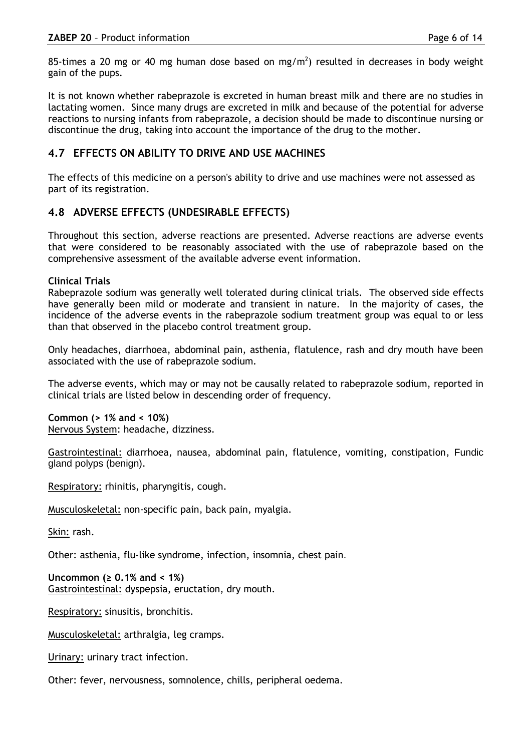85-times a 20 mg or 40 mg human dose based on mg/m$^2$) resulted in decreases in body weight gain of the pups.

It is not known whether rabeprazole is excreted in human breast milk and there are no studies in lactating women. Since many drugs are excreted in milk and because of the potential for adverse reactions to nursing infants from rabeprazole, a decision should be made to discontinue nursing or discontinue the drug, taking into account the importance of the drug to the mother.

## 4.7 EFFECTS ON ABILITY TO DRIVE AND USE MACHINES

The effects of this medicine on a person's ability to drive and use machines were not assessed as part of its registration.

## 4.8 ADVERSE EFFECTS (UNDESIRABLE EFFECTS)

Throughout this section, adverse reactions are presented. Adverse reactions are adverse events that were considered to be reasonably associated with the use of rabeprazole based on the comprehensive assessment of the available adverse event information.

**Clinical Trials**

Rabeprazole sodium was generally well tolerated during clinical trials. The observed side effects have generally been mild or moderate and transient in nature. In the majority of cases, the incidence of the adverse events in the rabeprazole sodium treatment group was equal to or less than that observed in the placebo control treatment group.

Only headaches, diarrhoea, abdominal pain, asthenia, flatulence, rash and dry mouth have been associated with the use of rabeprazole sodium.

The adverse events, which may or may not be causally related to rabeprazole sodium, reported in clinical trials are listed below in descending order of frequency.

**Common (> 1% and < 10%)**

Nervous System: headache, dizziness.

Gastrointestinal: diarrhoea, nausea, abdominal pain, flatulence, vomiting, constipation, Fundic gland polyps (benign).

Respiratory: rhinitis, pharyngitis, cough.

Musculoskeletal: non-specific pain, back pain, myalgia.

Skin: rash.

Other: asthenia, flu-like syndrome, infection, insomnia, chest pain.

**Uncommon (≥ 0.1% and < 1%)**

Gastrointestinal: dyspepsia, eructation, dry mouth.

Respiratory: sinusitis, bronchitis.

Musculoskeletal: arthralgia, leg cramps.

Urinary: urinary tract infection.

Other: fever, nervousness, somnolence, chills, peripheral oedema.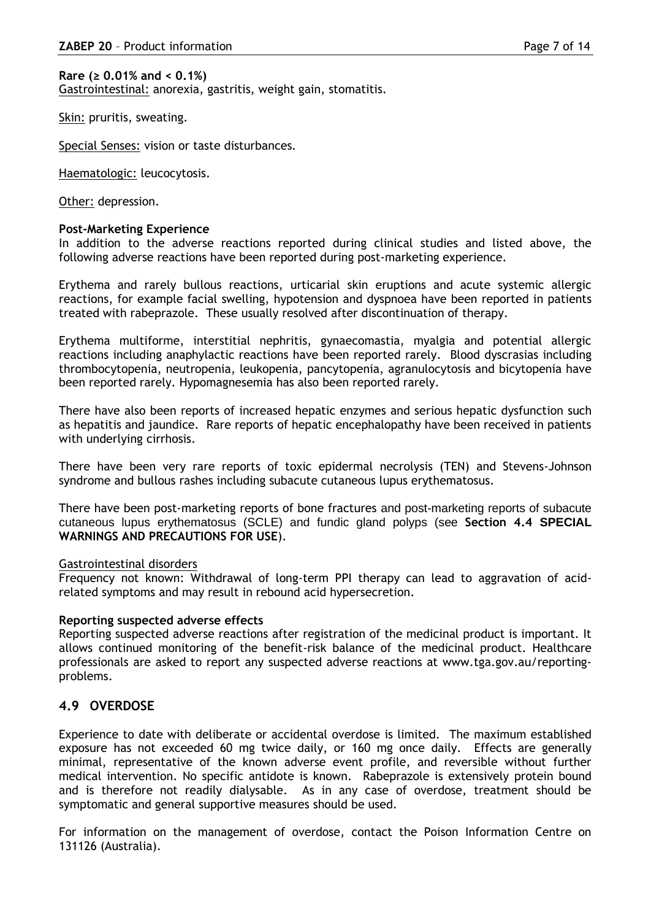**Rare (≥ 0.01% and < 0.1%)**
Gastrointestinal: anorexia, gastritis, weight gain, stomatitis.

Skin: pruritis, sweating.

Special Senses: vision or taste disturbances.

Haematologic: leucocytosis.

Other: depression.

**Post-Marketing Experience**

In addition to the adverse reactions reported during clinical studies and listed above, the following adverse reactions have been reported during post-marketing experience.

Erythema and rarely bullous reactions, urticarial skin eruptions and acute systemic allergic reactions, for example facial swelling, hypotension and dyspnoea have been reported in patients treated with rabeprazole. These usually resolved after discontinuation of therapy.

Erythema multiforme, interstitial nephritis, gynaecomastia, myalgia and potential allergic reactions including anaphylactic reactions have been reported rarely. Blood dyscrasias including thrombocytopenia, neutropenia, leukopenia, pancytopenia, agranulocytosis and bicytopenia have been reported rarely. Hypomagnesemia has also been reported rarely.

There have also been reports of increased hepatic enzymes and serious hepatic dysfunction such as hepatitis and jaundice. Rare reports of hepatic encephalopathy have been received in patients with underlying cirrhosis.

There have been very rare reports of toxic epidermal necrolysis (TEN) and Stevens-Johnson syndrome and bullous rashes including subacute cutaneous lupus erythematosus.

There have been post-marketing reports of bone fractures and post-marketing reports of subacute cutaneous lupus erythematosus (SCLE) and fundic gland polyps (see **Section 4.4 SPECIAL WARNINGS AND PRECAUTIONS FOR USE**).

Gastrointestinal disorders

Frequency not known: Withdrawal of long-term PPI therapy can lead to aggravation of acid-related symptoms and may result in rebound acid hypersecretion.

**Reporting suspected adverse effects**

Reporting suspected adverse reactions after registration of the medicinal product is important. It allows continued monitoring of the benefit-risk balance of the medicinal product. Healthcare professionals are asked to report any suspected adverse reactions at www.tga.gov.au/reporting-problems.

## 4.9 OVERDOSE

Experience to date with deliberate or accidental overdose is limited. The maximum established exposure has not exceeded 60 mg twice daily, or 160 mg once daily. Effects are generally minimal, representative of the known adverse event profile, and reversible without further medical intervention. No specific antidote is known. Rabeprazole is extensively protein bound and is therefore not readily dialysable. As in any case of overdose, treatment should be symptomatic and general supportive measures should be used.

For information on the management of overdose, contact the Poison Information Centre on 131126 (Australia).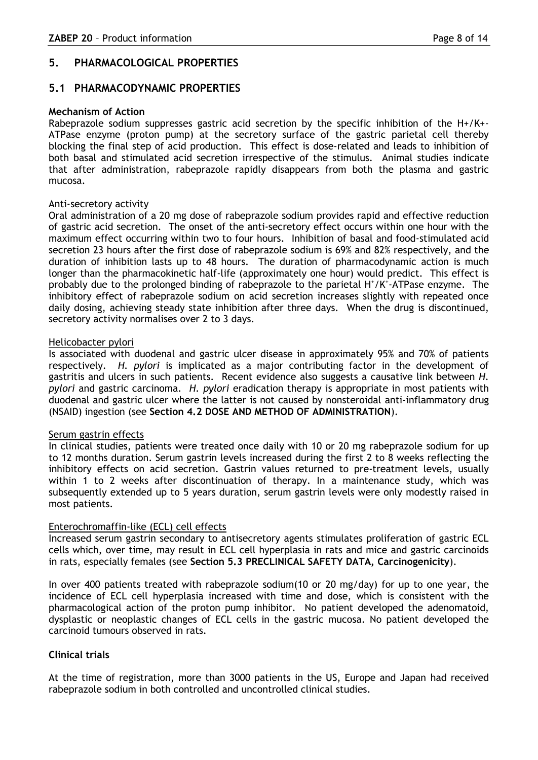## 5. PHARMACOLOGICAL PROPERTIES

### 5.1 PHARMACODYNAMIC PROPERTIES

**Mechanism of Action**

Rabeprazole sodium suppresses gastric acid secretion by the specific inhibition of the H+/K+-ATPase enzyme (proton pump) at the secretory surface of the gastric parietal cell thereby blocking the final step of acid production. This effect is dose-related and leads to inhibition of both basal and stimulated acid secretion irrespective of the stimulus. Animal studies indicate that after administration, rabeprazole rapidly disappears from both the plasma and gastric mucosa.

Anti-secretory activity

Oral administration of a 20 mg dose of rabeprazole sodium provides rapid and effective reduction of gastric acid secretion. The onset of the anti-secretory effect occurs within one hour with the maximum effect occurring within two to four hours. Inhibition of basal and food-stimulated acid secretion 23 hours after the first dose of rabeprazole sodium is 69% and 82% respectively, and the duration of inhibition lasts up to 48 hours. The duration of pharmacodynamic action is much longer than the pharmacokinetic half-life (approximately one hour) would predict. This effect is probably due to the prolonged binding of rabeprazole to the parietal $H^+/K^+$-ATPase enzyme. The inhibitory effect of rabeprazole sodium on acid secretion increases slightly with repeated once daily dosing, achieving steady state inhibition after three days. When the drug is discontinued, secretory activity normalises over 2 to 3 days.

Helicobacter pylori

Is associated with duodenal and gastric ulcer disease in approximately 95% and 70% of patients respectively. *H. pylori* is implicated as a major contributing factor in the development of gastritis and ulcers in such patients. Recent evidence also suggests a causative link between *H. pylori* and gastric carcinoma. *H. pylori* eradication therapy is appropriate in most patients with duodenal and gastric ulcer where the latter is not caused by nonsteroidal anti-inflammatory drug (NSAID) ingestion (see **Section 4.2 DOSE AND METHOD OF ADMINISTRATION**).

Serum gastrin effects

In clinical studies, patients were treated once daily with 10 or 20 mg rabeprazole sodium for up to 12 months duration. Serum gastrin levels increased during the first 2 to 8 weeks reflecting the inhibitory effects on acid secretion. Gastrin values returned to pre-treatment levels, usually within 1 to 2 weeks after discontinuation of therapy. In a maintenance study, which was subsequently extended up to 5 years duration, serum gastrin levels were only modestly raised in most patients.

Enterochromaffin-like (ECL) cell effects

Increased serum gastrin secondary to antisecretory agents stimulates proliferation of gastric ECL cells which, over time, may result in ECL cell hyperplasia in rats and mice and gastric carcinoids in rats, especially females (see **Section 5.3 PRECLINICAL SAFETY DATA, Carcinogenicity**).

In over 400 patients treated with rabeprazole sodium(10 or 20 mg/day) for up to one year, the incidence of ECL cell hyperplasia increased with time and dose, which is consistent with the pharmacological action of the proton pump inhibitor. No patient developed the adenomatoid, dysplastic or neoplastic changes of ECL cells in the gastric mucosa. No patient developed the carcinoid tumours observed in rats.

**Clinical trials**

At the time of registration, more than 3000 patients in the US, Europe and Japan had received rabeprazole sodium in both controlled and uncontrolled clinical studies.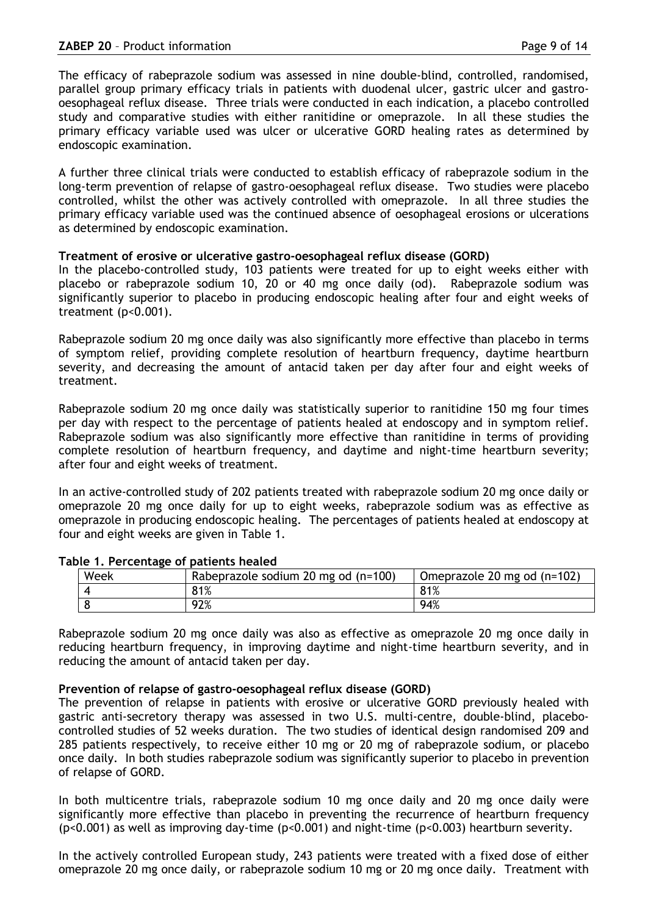The efficacy of rabeprazole sodium was assessed in nine double-blind, controlled, randomised, parallel group primary efficacy trials in patients with duodenal ulcer, gastric ulcer and gastro-oesophageal reflux disease. Three trials were conducted in each indication, a placebo controlled study and comparative studies with either ranitidine or omeprazole. In all these studies the primary efficacy variable used was ulcer or ulcerative GORD healing rates as determined by endoscopic examination.

A further three clinical trials were conducted to establish efficacy of rabeprazole sodium in the long-term prevention of relapse of gastro-oesophageal reflux disease. Two studies were placebo controlled, whilst the other was actively controlled with omeprazole. In all three studies the primary efficacy variable used was the continued absence of oesophageal erosions or ulcerations as determined by endoscopic examination.

**Treatment of erosive or ulcerative gastro-oesophageal reflux disease (GORD)**

In the placebo-controlled study, 103 patients were treated for up to eight weeks either with placebo or rabeprazole sodium 10, 20 or 40 mg once daily (od). Rabeprazole sodium was significantly superior to placebo in producing endoscopic healing after four and eight weeks of treatment ($p<0.001$).

Rabeprazole sodium 20 mg once daily was also significantly more effective than placebo in terms of symptom relief, providing complete resolution of heartburn frequency, daytime heartburn severity, and decreasing the amount of antacid taken per day after four and eight weeks of treatment.

Rabeprazole sodium 20 mg once daily was statistically superior to ranitidine 150 mg four times per day with respect to the percentage of patients healed at endoscopy and in symptom relief. Rabeprazole sodium was also significantly more effective than ranitidine in terms of providing complete resolution of heartburn frequency, and daytime and night-time heartburn severity; after four and eight weeks of treatment.

In an active-controlled study of 202 patients treated with rabeprazole sodium 20 mg once daily or omeprazole 20 mg once daily for up to eight weeks, rabeprazole sodium was as effective as omeprazole in producing endoscopic healing. The percentages of patients healed at endoscopy at four and eight weeks are given in Table 1.

**Table 1. Percentage of patients healed**

| Week | Rabeprazole sodium 20 mg od (n=100) | Omeprazole 20 mg od (n=102) |
|---|---|---|
| 4 | 81% | 81% |
| 8 | 92% | 94% |

Rabeprazole sodium 20 mg once daily was also as effective as omeprazole 20 mg once daily in reducing heartburn frequency, in improving daytime and night-time heartburn severity, and in reducing the amount of antacid taken per day.

**Prevention of relapse of gastro-oesophageal reflux disease (GORD)**

The prevention of relapse in patients with erosive or ulcerative GORD previously healed with gastric anti-secretory therapy was assessed in two U.S. multi-centre, double-blind, placebo-controlled studies of 52 weeks duration. The two studies of identical design randomised 209 and 285 patients respectively, to receive either 10 mg or 20 mg of rabeprazole sodium, or placebo once daily. In both studies rabeprazole sodium was significantly superior to placebo in prevention of relapse of GORD.

In both multicentre trials, rabeprazole sodium 10 mg once daily and 20 mg once daily were significantly more effective than placebo in preventing the recurrence of heartburn frequency ($p<0.001$) as well as improving day-time ($p<0.001$) and night-time ($p<0.003$) heartburn severity.

In the actively controlled European study, 243 patients were treated with a fixed dose of either omeprazole 20 mg once daily, or rabeprazole sodium 10 mg or 20 mg once daily. Treatment with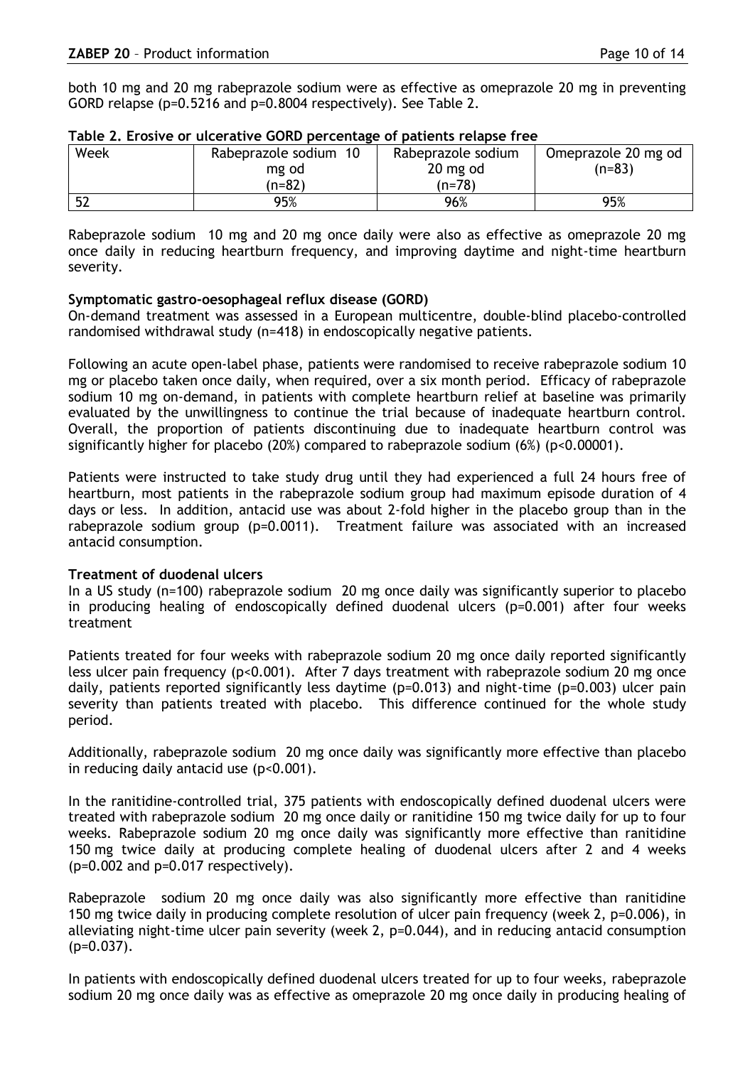both 10 mg and 20 mg rabeprazole sodium were as effective as omeprazole 20 mg in preventing GORD relapse (p=0.5216 and p=0.8004 respectively). See Table 2.

**Table 2. Erosive or ulcerative GORD percentage of patients relapse free**

| Week | Rabeprazole sodium 10 mg od (n=82) | Rabeprazole sodium 20 mg od (n=78) | Omeprazole 20 mg od (n=83) |
|---|---|---|---|
| 52 | 95% | 96% | 95% |

Rabeprazole sodium 10 mg and 20 mg once daily were also as effective as omeprazole 20 mg once daily in reducing heartburn frequency, and improving daytime and night-time heartburn severity.

**Symptomatic gastro-oesophageal reflux disease (GORD)**

On-demand treatment was assessed in a European multicentre, double-blind placebo-controlled randomised withdrawal study (n=418) in endoscopically negative patients.

Following an acute open-label phase, patients were randomised to receive rabeprazole sodium 10 mg or placebo taken once daily, when required, over a six month period. Efficacy of rabeprazole sodium 10 mg on-demand, in patients with complete heartburn relief at baseline was primarily evaluated by the unwillingness to continue the trial because of inadequate heartburn control. Overall, the proportion of patients discontinuing due to inadequate heartburn control was significantly higher for placebo (20%) compared to rabeprazole sodium (6%) (p<0.00001).

Patients were instructed to take study drug until they had experienced a full 24 hours free of heartburn, most patients in the rabeprazole sodium group had maximum episode duration of 4 days or less. In addition, antacid use was about 2-fold higher in the placebo group than in the rabeprazole sodium group (p=0.0011). Treatment failure was associated with an increased antacid consumption.

**Treatment of duodenal ulcers**

In a US study (n=100) rabeprazole sodium 20 mg once daily was significantly superior to placebo in producing healing of endoscopically defined duodenal ulcers (p=0.001) after four weeks treatment

Patients treated for four weeks with rabeprazole sodium 20 mg once daily reported significantly less ulcer pain frequency (p<0.001). After 7 days treatment with rabeprazole sodium 20 mg once daily, patients reported significantly less daytime (p=0.013) and night-time (p=0.003) ulcer pain severity than patients treated with placebo. This difference continued for the whole study period.

Additionally, rabeprazole sodium 20 mg once daily was significantly more effective than placebo in reducing daily antacid use (p<0.001).

In the ranitidine-controlled trial, 375 patients with endoscopically defined duodenal ulcers were treated with rabeprazole sodium 20 mg once daily or ranitidine 150 mg twice daily for up to four weeks. Rabeprazole sodium 20 mg once daily was significantly more effective than ranitidine 150 mg twice daily at producing complete healing of duodenal ulcers after 2 and 4 weeks (p=0.002 and p=0.017 respectively).

Rabeprazole sodium 20 mg once daily was also significantly more effective than ranitidine 150 mg twice daily in producing complete resolution of ulcer pain frequency (week 2, p=0.006), in alleviating night-time ulcer pain severity (week 2, p=0.044), and in reducing antacid consumption (p=0.037).

In patients with endoscopically defined duodenal ulcers treated for up to four weeks, rabeprazole sodium 20 mg once daily was as effective as omeprazole 20 mg once daily in producing healing of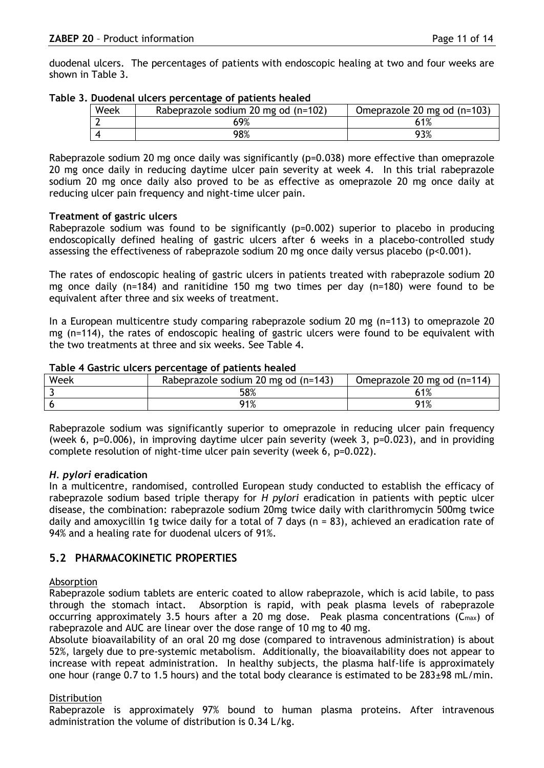duodenal ulcers. The percentages of patients with endoscopic healing at two and four weeks are shown in Table 3.

**Table 3. Duodenal ulcers percentage of patients healed**

| Week | Rabeprazole sodium 20 mg od (n=102) | Omeprazole 20 mg od (n=103) |
|---|---|---|
| 2 | 69% | 61% |
| 4 | 98% | 93% |

Rabeprazole sodium 20 mg once daily was significantly (p=0.038) more effective than omeprazole 20 mg once daily in reducing daytime ulcer pain severity at week 4. In this trial rabeprazole sodium 20 mg once daily also proved to be as effective as omeprazole 20 mg once daily at reducing ulcer pain frequency and night-time ulcer pain.

**Treatment of gastric ulcers**

Rabeprazole sodium was found to be significantly (p=0.002) superior to placebo in producing endoscopically defined healing of gastric ulcers after 6 weeks in a placebo-controlled study assessing the effectiveness of rabeprazole sodium 20 mg once daily versus placebo (p<0.001).

The rates of endoscopic healing of gastric ulcers in patients treated with rabeprazole sodium 20 mg once daily (n=184) and ranitidine 150 mg two times per day (n=180) were found to be equivalent after three and six weeks of treatment.

In a European multicentre study comparing rabeprazole sodium 20 mg (n=113) to omeprazole 20 mg (n=114), the rates of endoscopic healing of gastric ulcers were found to be equivalent with the two treatments at three and six weeks. See Table 4.

**Table 4 Gastric ulcers percentage of patients healed**

| Week | Rabeprazole sodium 20 mg od (n=143) | Omeprazole 20 mg od (n=114) |
|---|---|---|
| 3 | 58% | 61% |
| 6 | 91% | 91% |

Rabeprazole sodium was significantly superior to omeprazole in reducing ulcer pain frequency (week 6, p=0.006), in improving daytime ulcer pain severity (week 3, p=0.023), and in providing complete resolution of night-time ulcer pain severity (week 6, p=0.022).

***H. pylori* eradication**

In a multicentre, randomised, controlled European study conducted to establish the efficacy of rabeprazole sodium based triple therapy for *H pylori* eradication in patients with peptic ulcer disease, the combination: rabeprazole sodium 20mg twice daily with clarithromycin 500mg twice daily and amoxycillin 1g twice daily for a total of 7 days (n = 83), achieved an eradication rate of 94% and a healing rate for duodenal ulcers of 91%.

## 5.2 PHARMACOKINETIC PROPERTIES

Absorption

Rabeprazole sodium tablets are enteric coated to allow rabeprazole, which is acid labile, to pass through the stomach intact. Absorption is rapid, with peak plasma levels of rabeprazole occurring approximately 3.5 hours after a 20 mg dose. Peak plasma concentrations ($C_{max}$) of rabeprazole and AUC are linear over the dose range of 10 mg to 40 mg.

Absolute bioavailability of an oral 20 mg dose (compared to intravenous administration) is about 52%, largely due to pre-systemic metabolism. Additionally, the bioavailability does not appear to increase with repeat administration. In healthy subjects, the plasma half-life is approximately one hour (range 0.7 to 1.5 hours) and the total body clearance is estimated to be $283 \pm 98$ mL/min.

Distribution

Rabeprazole is approximately 97% bound to human plasma proteins. After intravenous administration the volume of distribution is 0.34 L/kg.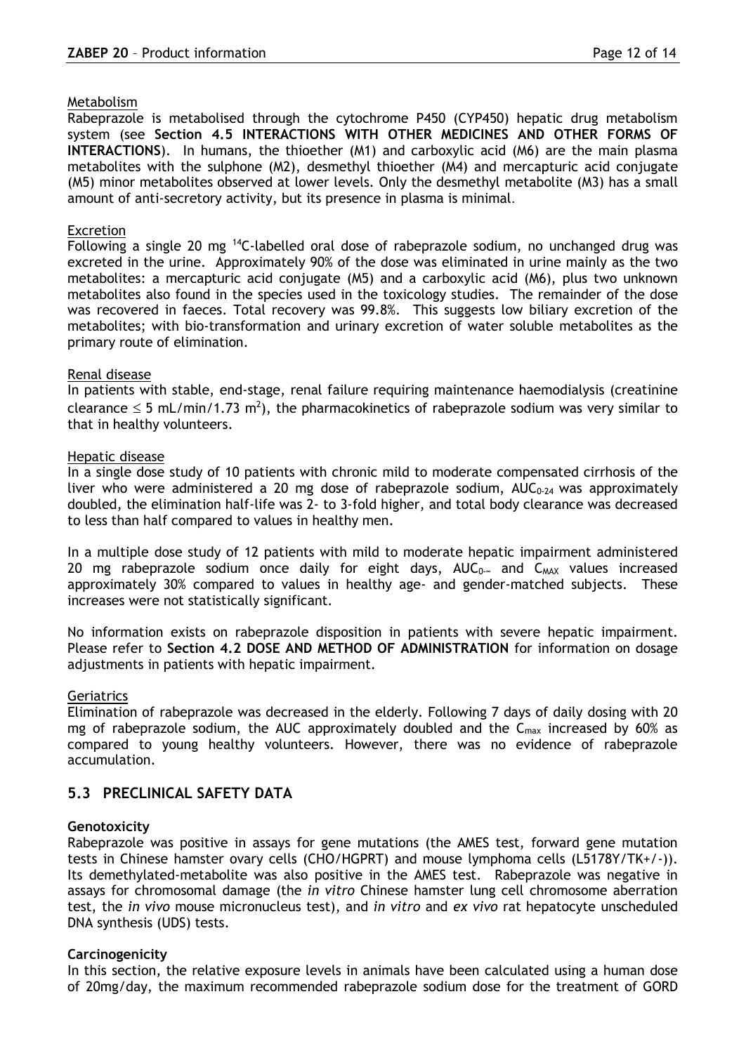Metabolism

Rabeprazole is metabolised through the cytochrome P450 (CYP450) hepatic drug metabolism system (see **Section 4.5 INTERACTIONS WITH OTHER MEDICINES AND OTHER FORMS OF INTERACTIONS**). In humans, the thioether (M1) and carboxylic acid (M6) are the main plasma metabolites with the sulphone (M2), desmethyl thioether (M4) and mercapturic acid conjugate (M5) minor metabolites observed at lower levels. Only the desmethyl metabolite (M3) has a small amount of anti-secretory activity, but its presence in plasma is minimal.

Excretion

Following a single 20 mg $^{14}$C-labelled oral dose of rabeprazole sodium, no unchanged drug was excreted in the urine. Approximately 90% of the dose was eliminated in urine mainly as the two metabolites: a mercapturic acid conjugate (M5) and a carboxylic acid (M6), plus two unknown metabolites also found in the species used in the toxicology studies. The remainder of the dose was recovered in faeces. Total recovery was 99.8%. This suggests low biliary excretion of the metabolites; with bio-transformation and urinary excretion of water soluble metabolites as the primary route of elimination.

Renal disease

In patients with stable, end-stage, renal failure requiring maintenance haemodialysis (creatinine clearance $\leq$ 5 mL/min/1.73 $m^2$), the pharmacokinetics of rabeprazole sodium was very similar to that in healthy volunteers.

Hepatic disease

In a single dose study of 10 patients with chronic mild to moderate compensated cirrhosis of the liver who were administered a 20 mg dose of rabeprazole sodium, $AUC_{0-24}$ was approximately doubled, the elimination half-life was 2- to 3-fold higher, and total body clearance was decreased to less than half compared to values in healthy men.

In a multiple dose study of 12 patients with mild to moderate hepatic impairment administered 20 mg rabeprazole sodium once daily for eight days, $AUC_{0-\infty}$ and $C_{MAX}$ values increased approximately 30% compared to values in healthy age- and gender-matched subjects. These increases were not statistically significant.

No information exists on rabeprazole disposition in patients with severe hepatic impairment. Please refer to **Section 4.2 DOSE AND METHOD OF ADMINISTRATION** for information on dosage adjustments in patients with hepatic impairment.

Geriatrics

Elimination of rabeprazole was decreased in the elderly. Following 7 days of daily dosing with 20 mg of rabeprazole sodium, the AUC approximately doubled and the $C_{max}$ increased by 60% as compared to young healthy volunteers. However, there was no evidence of rabeprazole accumulation.

## 5.3 PRECLINICAL SAFETY DATA

**Genotoxicity**

Rabeprazole was positive in assays for gene mutations (the AMES test, forward gene mutation tests in Chinese hamster ovary cells (CHO/HGPRT) and mouse lymphoma cells (L5178Y/TK+/-)). Its demethylated-metabolite was also positive in the AMES test. Rabeprazole was negative in assays for chromosomal damage (the *in vitro* Chinese hamster lung cell chromosome aberration test, the *in vivo* mouse micronucleus test), and *in vitro* and *ex vivo* rat hepatocyte unscheduled DNA synthesis (UDS) tests.

**Carcinogenicity**

In this section, the relative exposure levels in animals have been calculated using a human dose of 20mg/day, the maximum recommended rabeprazole sodium dose for the treatment of GORD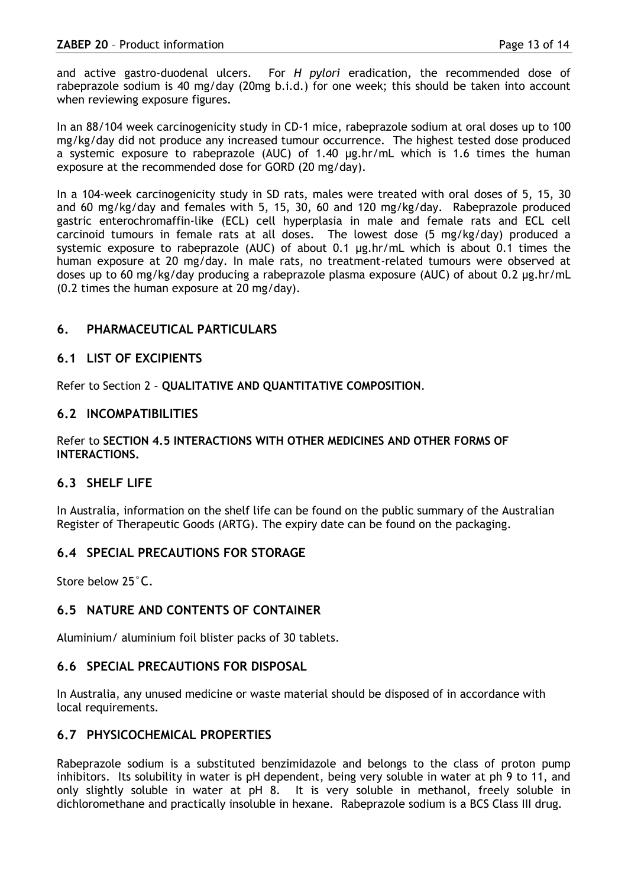and active gastro-duodenal ulcers. For *H pylori* eradication, the recommended dose of rabeprazole sodium is 40 mg/day (20mg b.i.d.) for one week; this should be taken into account when reviewing exposure figures.

In an 88/104 week carcinogenicity study in CD-1 mice, rabeprazole sodium at oral doses up to 100 mg/kg/day did not produce any increased tumour occurrence. The highest tested dose produced a systemic exposure to rabeprazole (AUC) of 1.40 µg.hr/mL which is 1.6 times the human exposure at the recommended dose for GORD (20 mg/day).

In a 104-week carcinogenicity study in SD rats, males were treated with oral doses of 5, 15, 30 and 60 mg/kg/day and females with 5, 15, 30, 60 and 120 mg/kg/day. Rabeprazole produced gastric enterochromaffin-like (ECL) cell hyperplasia in male and female rats and ECL cell carcinoid tumours in female rats at all doses. The lowest dose (5 mg/kg/day) produced a systemic exposure to rabeprazole (AUC) of about 0.1 µg.hr/mL which is about 0.1 times the human exposure at 20 mg/day. In male rats, no treatment-related tumours were observed at doses up to 60 mg/kg/day producing a rabeprazole plasma exposure (AUC) of about 0.2 µg.hr/mL (0.2 times the human exposure at 20 mg/day).

## 6. PHARMACEUTICAL PARTICULARS

### 6.1 LIST OF EXCIPIENTS

Refer to Section 2 – **QUALITATIVE AND QUANTITATIVE COMPOSITION**.

### 6.2 INCOMPATIBILITIES

Refer to **SECTION 4.5 INTERACTIONS WITH OTHER MEDICINES AND OTHER FORMS OF INTERACTIONS.**

### 6.3 SHELF LIFE

In Australia, information on the shelf life can be found on the public summary of the Australian Register of Therapeutic Goods (ARTG). The expiry date can be found on the packaging.

### 6.4 SPECIAL PRECAUTIONS FOR STORAGE

Store below 25°C.

### 6.5 NATURE AND CONTENTS OF CONTAINER

Aluminium/ aluminium foil blister packs of 30 tablets.

### 6.6 SPECIAL PRECAUTIONS FOR DISPOSAL

In Australia, any unused medicine or waste material should be disposed of in accordance with local requirements.

### 6.7 PHYSICOCHEMICAL PROPERTIES

Rabeprazole sodium is a substituted benzimidazole and belongs to the class of proton pump inhibitors. Its solubility in water is pH dependent, being very soluble in water at ph 9 to 11, and only slightly soluble in water at pH 8. It is very soluble in methanol, freely soluble in dichloromethane and practically insoluble in hexane. Rabeprazole sodium is a BCS Class III drug.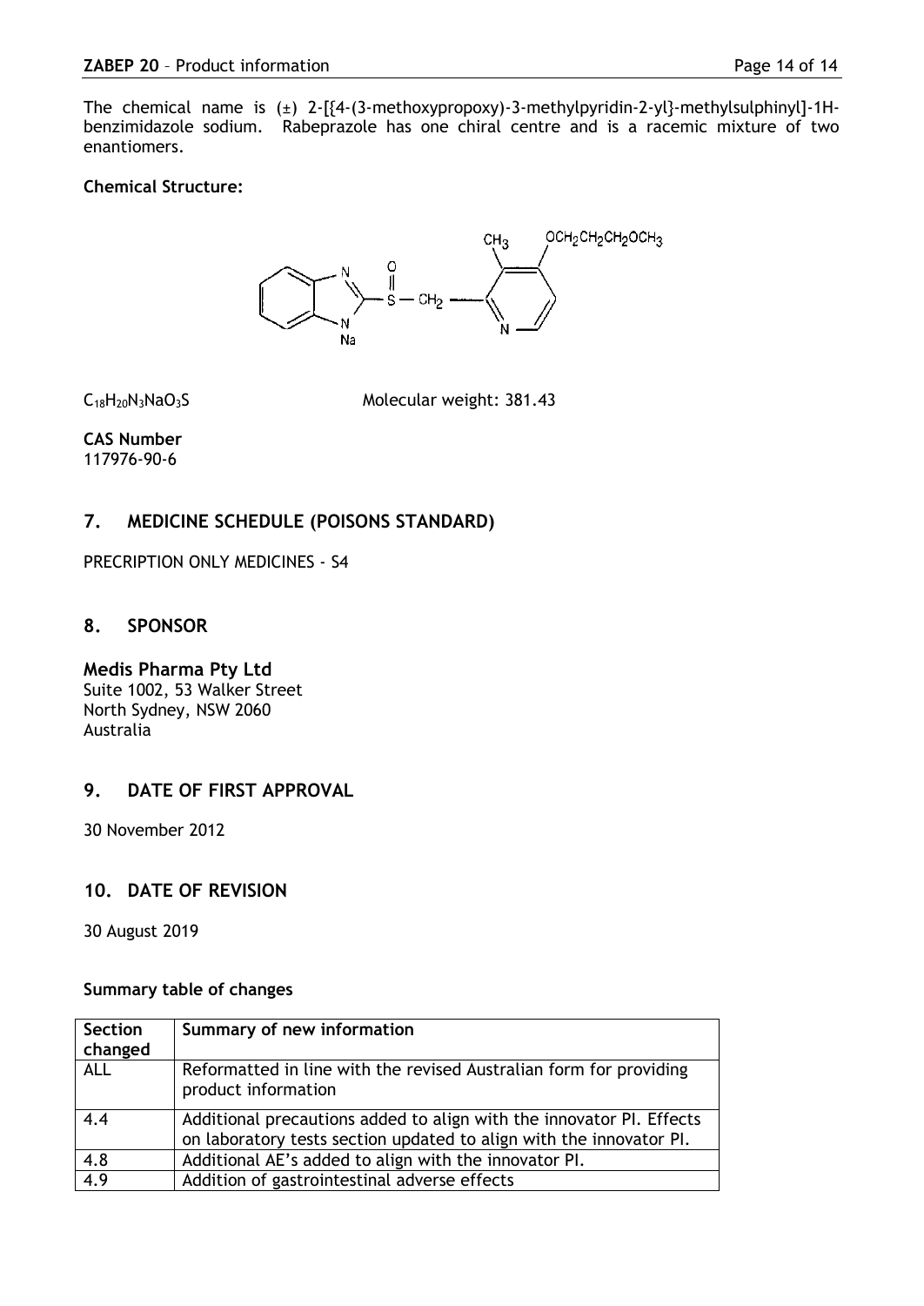The chemical name is (±) 2-[{4-(3-methoxypropoxy)-3-methylpyridin-2-yl}-methylsulphinyl]-1H-benzimidazole sodium. Rabeprazole has one chiral centre and is a racemic mixture of two enantiomers.

**Chemical Structure:**

$C_{18}H_{20}N_3NaO_3S$ Molecular weight: 381.43

**CAS Number**
117976-90-6

## 7. MEDICINE SCHEDULE (POISONS STANDARD)

PRECRIPTION ONLY MEDICINES - S4

## 8. SPONSOR

**Medis Pharma Pty Ltd**
Suite 1002, 53 Walker Street
North Sydney, NSW 2060
Australia

## 9. DATE OF FIRST APPROVAL

30 November 2012

## 10. DATE OF REVISION

30 August 2019

**Summary table of changes**

| Section changed | Summary of new information |
|---|---|
| ALL | Reformatted in line with the revised Australian form for providing product information |
| 4.4 | Additional precautions added to align with the innovator PI. Effects on laboratory tests section updated to align with the innovator PI. |
| 4.8 | Additional AE's added to align with the innovator PI. |
| 4.9 | Addition of gastrointestinal adverse effects |